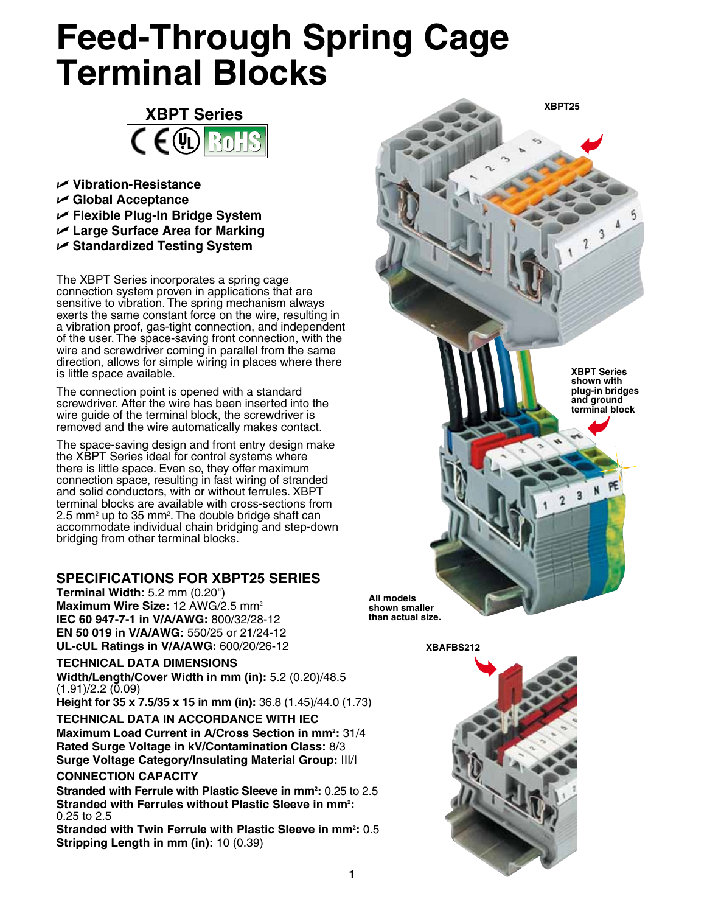# Feed-Through Spring Cage Terminal Blocks

## XBPT Series

- Vibration-Resistance
- Global Acceptance
- Flexible Plug-In Bridge System
- Large Surface Area for Marking
- Standardized Testing System

The XBPT Series incorporates a spring cage connection system proven in applications that are sensitive to vibration. The spring mechanism always exerts the same constant force on the wire, resulting in a vibration proof, gas-tight connection, and independent of the user. The space-saving front connection, with the wire and screwdriver coming in parallel from the same direction, allows for simple wiring in places where there is little space available.

The connection point is opened with a standard screwdriver. After the wire has been inserted into the wire guide of the terminal block, the screwdriver is removed and the wire automatically makes contact.

The space-saving design and front entry design make the XBPT Series ideal for control systems where there is little space. Even so, they offer maximum connection space, resulting in fast wiring of stranded and solid conductors, with or without ferrules. XBPT terminal blocks are available with cross-sections from 2.5 mm² up to 35 mm². The double bridge shaft can accommodate individual chain bridging and step-down bridging from other terminal blocks.

XBPT25

XBPT Series shown with plug-in bridges and ground terminal block

All models shown smaller than actual size.

XBAFBS212

## SPECIFICATIONS FOR XBPT25 SERIES

**Terminal Width:** 5.2 mm (0.20")
**Maximum Wire Size:** 12 AWG/2.5 mm²
**IEC 60 947-7-1 in V/A/AWG:** 800/32/28-12
**EN 50 019 in V/A/AWG:** 550/25 or 21/24-12
**UL-cUL Ratings in V/A/AWG:** 600/20/26-12

### TECHNICAL DATA DIMENSIONS

**Width/Length/Cover Width in mm (in):** 5.2 (0.20)/48.5 (1.91)/2.2 (0.09)
**Height for 35 x 7.5/35 x 15 in mm (in):** 36.8 (1.45)/44.0 (1.73)

### TECHNICAL DATA IN ACCORDANCE WITH IEC

**Maximum Load Current in A/Cross Section in mm²:** 31/4
**Rated Surge Voltage in kV/Contamination Class:** 8/3
**Surge Voltage Category/Insulating Material Group:** III/I

### CONNECTION CAPACITY

**Stranded with Ferrule with Plastic Sleeve in mm²:** 0.25 to 2.5
**Stranded with Ferrules without Plastic Sleeve in mm²:** 0.25 to 2.5
**Stranded with Twin Ferrule with Plastic Sleeve in mm²:** 0.5
**Stripping Length in mm (in):** 10 (0.39)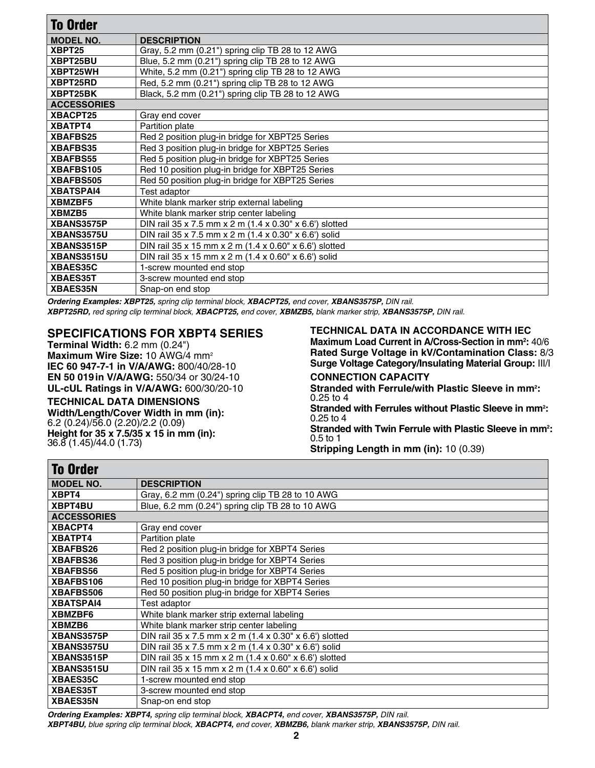## To Order

| MODEL NO. | DESCRIPTION |
|---|---|
| XBPT25 | Gray, 5.2 mm (0.21") spring clip TB 28 to 12 AWG |
| XBPT25BU | Blue, 5.2 mm (0.21") spring clip TB 28 to 12 AWG |
| XBPT25WH | White, 5.2 mm (0.21") spring clip TB 28 to 12 AWG |
| XBPT25RD | Red, 5.2 mm (0.21") spring clip TB 28 to 12 AWG |
| XBPT25BK | Black, 5.2 mm (0.21") spring clip TB 28 to 12 AWG |
| **ACCESSORIES** | |
| XBACPT25 | Gray end cover |
| XBATPT4 | Partition plate |
| XBAFBS25 | Red 2 position plug-in bridge for XBPT25 Series |
| XBAFBS35 | Red 3 position plug-in bridge for XBPT25 Series |
| XBAFBS55 | Red 5 position plug-in bridge for XBPT25 Series |
| XBAFBS105 | Red 10 position plug-in bridge for XBPT25 Series |
| XBAFBS505 | Red 50 position plug-in bridge for XBPT25 Series |
| XBATSPAI4 | Test adaptor |
| XBMZBF5 | White blank marker strip external labeling |
| XBMZB5 | White blank marker strip center labeling |
| XBANS3575P | DIN rail 35 x 7.5 mm x 2 m (1.4 x 0.30" x 6.6') slotted |
| XBANS3575U | DIN rail 35 x 7.5 mm x 2 m (1.4 x 0.30" x 6.6') solid |
| XBANS3515P | DIN rail 35 x 15 mm x 2 m (1.4 x 0.60" x 6.6') slotted |
| XBANS3515U | DIN rail 35 x 15 mm x 2 m (1.4 x 0.60" x 6.6') solid |
| XBAES35C | 1-screw mounted end stop |
| XBAES35T | 3-screw mounted end stop |
| XBAES35N | Snap-on end stop |

*Ordering Examples: **XBPT25,** spring clip terminal block, **XBACPT25,** end cover, **XBANS3575P,** DIN rail.*
***XBPT25RD,** red spring clip terminal block, **XBACPT25,** end cover, **XBMZB5,** blank marker strip, **XBANS3575P,** DIN rail.*

## SPECIFICATIONS FOR XBPT4 SERIES

**Terminal Width:** 6.2 mm (0.24")
**Maximum Wire Size:** 10 AWG/4 mm²
**IEC 60 947-7-1 in V/A/AWG:** 800/40/28-10
**EN 50 019 in V/A/AWG:** 550/34 or 30/24-10
**UL-cUL Ratings in V/A/AWG:** 600/30/20-10

### TECHNICAL DATA DIMENSIONS

**Width/Length/Cover Width in mm (in):**
6.2 (0.24)/56.0 (2.20)/2.2 (0.09)
**Height for 35 x 7.5/35 x 15 in mm (in):**
36.8 (1.45)/44.0 (1.73)

### TECHNICAL DATA IN ACCORDANCE WITH IEC

**Maximum Load Current in A/Cross-Section in mm²:** 40/6
**Rated Surge Voltage in kV/Contamination Class:** 8/3
**Surge Voltage Category/Insulating Material Group:** III/I

### CONNECTION CAPACITY

**Stranded with Ferrule/with Plastic Sleeve in mm²:**
0.25 to 4
**Stranded with Ferrules without Plastic Sleeve in mm²:**
0.25 to 4
**Stranded with Twin Ferrule with Plastic Sleeve in mm²:**
0.5 to 1
**Stripping Length in mm (in):** 10 (0.39)

## To Order

| MODEL NO. | DESCRIPTION |
|---|---|
| XBPT4 | Gray, 6.2 mm (0.24") spring clip TB 28 to 10 AWG |
| XBPT4BU | Blue, 6.2 mm (0.24") spring clip TB 28 to 10 AWG |
| **ACCESSORIES** | |
| XBACPT4 | Gray end cover |
| XBATPT4 | Partition plate |
| XBAFBS26 | Red 2 position plug-in bridge for XBPT4 Series |
| XBAFBS36 | Red 3 position plug-in bridge for XBPT4 Series |
| XBAFBS56 | Red 5 position plug-in bridge for XBPT4 Series |
| XBAFBS106 | Red 10 position plug-in bridge for XBPT4 Series |
| XBAFBS506 | Red 50 position plug-in bridge for XBPT4 Series |
| XBATSPAI4 | Test adaptor |
| XBMZBF6 | White blank marker strip external labeling |
| XBMZB6 | White blank marker strip center labeling |
| XBANS3575P | DIN rail 35 x 7.5 mm x 2 m (1.4 x 0.30" x 6.6') slotted |
| XBANS3575U | DIN rail 35 x 7.5 mm x 2 m (1.4 x 0.30" x 6.6') solid |
| XBANS3515P | DIN rail 35 x 15 mm x 2 m (1.4 x 0.60" x 6.6') slotted |
| XBANS3515U | DIN rail 35 x 15 mm x 2 m (1.4 x 0.60" x 6.6') solid |
| XBAES35C | 1-screw mounted end stop |
| XBAES35T | 3-screw mounted end stop |
| XBAES35N | Snap-on end stop |

*Ordering Examples: **XBPT4,** spring clip terminal block, **XBACPT4,** end cover, **XBANS3575P,** DIN rail.*
***XBPT4BU,** blue spring clip terminal block, **XBACPT4,** end cover, **XBMZB6,** blank marker strip, **XBANS3575P,** DIN rail.*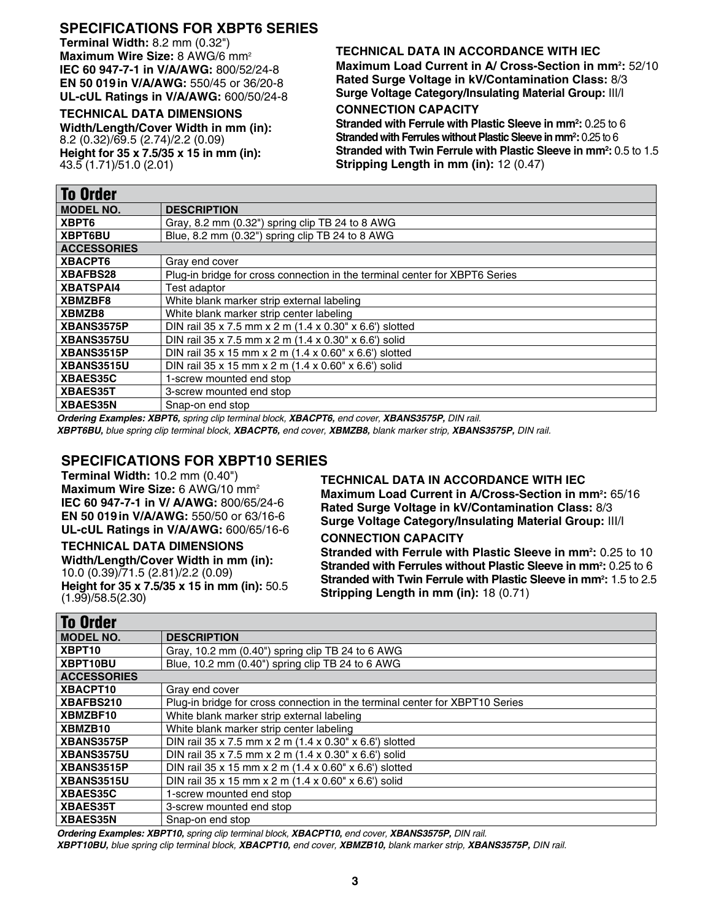## SPECIFICATIONS FOR XBPT6 SERIES

**Terminal Width:** 8.2 mm (0.32")
**Maximum Wire Size:** 8 AWG/6 mm²
**IEC 60 947-7-1 in V/A/AWG:** 800/52/24-8
**EN 50 019 in V/A/AWG:** 550/45 or 36/20-8
**UL-cUL Ratings in V/A/AWG:** 600/50/24-8

**TECHNICAL DATA DIMENSIONS**

**Width/Length/Cover Width in mm (in):**
8.2 (0.32)/69.5 (2.74)/2.2 (0.09)
**Height for 35 x 7.5/35 x 15 in mm (in):**
43.5 (1.71)/51.0 (2.01)

**TECHNICAL DATA IN ACCORDANCE WITH IEC**

**Maximum Load Current in A/ Cross-Section in mm²:** 52/10
**Rated Surge Voltage in kV/Contamination Class:** 8/3
**Surge Voltage Category/Insulating Material Group:** III/I

**CONNECTION CAPACITY**

**Stranded with Ferrule with Plastic Sleeve in mm²:** 0.25 to 6
**Stranded with Ferrules without Plastic Sleeve in mm²:** 0.25 to 6
**Stranded with Twin Ferrule with Plastic Sleeve in mm²:** 0.5 to 1.5
**Stripping Length in mm (in):** 12 (0.47)

| **To Order** | |
|---|---|
| **MODEL NO.** | **DESCRIPTION** |
| **XBPT6** | Gray, 8.2 mm (0.32") spring clip TB 24 to 8 AWG |
| **XBPT6BU** | Blue, 8.2 mm (0.32") spring clip TB 24 to 8 AWG |
| **ACCESSORIES** | |
| **XBACPT6** | Gray end cover |
| **XBAFBS28** | Plug-in bridge for cross connection in the terminal center for XBPT6 Series |
| **XBATSPAI4** | Test adaptor |
| **XBMZBF8** | White blank marker strip external labeling |
| **XBMZB8** | White blank marker strip center labeling |
| **XBANS3575P** | DIN rail 35 x 7.5 mm x 2 m (1.4 x 0.30" x 6.6') slotted |
| **XBANS3575U** | DIN rail 35 x 7.5 mm x 2 m (1.4 x 0.30" x 6.6') solid |
| **XBANS3515P** | DIN rail 35 x 15 mm x 2 m (1.4 x 0.60" x 6.6') slotted |
| **XBANS3515U** | DIN rail 35 x 15 mm x 2 m (1.4 x 0.60" x 6.6') solid |
| **XBAES35C** | 1-screw mounted end stop |
| **XBAES35T** | 3-screw mounted end stop |
| **XBAES35N** | Snap-on end stop |

***Ordering Examples: XBPT6,*** *spring clip terminal block,* ***XBACPT6,*** *end cover,* ***XBANS3575P,*** *DIN rail.*
***XBPT6BU,*** *blue spring clip terminal block,* ***XBACPT6,*** *end cover,* ***XBMZB8,*** *blank marker strip,* ***XBANS3575P,*** *DIN rail.*

## SPECIFICATIONS FOR XBPT10 SERIES

**Terminal Width:** 10.2 mm (0.40")
**Maximum Wire Size:** 6 AWG/10 mm²
**IEC 60 947-7-1 in V/ A/AWG:** 800/65/24-6
**EN 50 019 in V/A/AWG:** 550/50 or 63/16-6
**UL-cUL Ratings in V/A/AWG:** 600/65/16-6

**TECHNICAL DATA DIMENSIONS**

**Width/Length/Cover Width in mm (in):**
10.0 (0.39)/71.5 (2.81)/2.2 (0.09)
**Height for 35 x 7.5/35 x 15 in mm (in):** 50.5 (1.99)/58.5(2.30)

**TECHNICAL DATA IN ACCORDANCE WITH IEC**

**Maximum Load Current in A/Cross-Section in mm²:** 65/16
**Rated Surge Voltage in kV/Contamination Class:** 8/3
**Surge Voltage Category/Insulating Material Group:** III/I

**CONNECTION CAPACITY**

**Stranded with Ferrule with Plastic Sleeve in mm²:** 0.25 to 10
**Stranded with Ferrules without Plastic Sleeve in mm²:** 0.25 to 6
**Stranded with Twin Ferrule with Plastic Sleeve in mm²:** 1.5 to 2.5
**Stripping Length in mm (in):** 18 (0.71)

| **To Order** | |
|---|---|
| **MODEL NO.** | **DESCRIPTION** |
| **XBPT10** | Gray, 10.2 mm (0.40") spring clip TB 24 to 6 AWG |
| **XBPT10BU** | Blue, 10.2 mm (0.40") spring clip TB 24 to 6 AWG |
| **ACCESSORIES** | |
| **XBACPT10** | Gray end cover |
| **XBAFBS210** | Plug-in bridge for cross connection in the terminal center for XBPT10 Series |
| **XBMZBF10** | White blank marker strip external labeling |
| **XBMZB10** | White blank marker strip center labeling |
| **XBANS3575P** | DIN rail 35 x 7.5 mm x 2 m (1.4 x 0.30" x 6.6') slotted |
| **XBANS3575U** | DIN rail 35 x 7.5 mm x 2 m (1.4 x 0.30" x 6.6') solid |
| **XBANS3515P** | DIN rail 35 x 15 mm x 2 m (1.4 x 0.60" x 6.6') slotted |
| **XBANS3515U** | DIN rail 35 x 15 mm x 2 m (1.4 x 0.60" x 6.6') solid |
| **XBAES35C** | 1-screw mounted end stop |
| **XBAES35T** | 3-screw mounted end stop |
| **XBAES35N** | Snap-on end stop |

***Ordering Examples: XBPT10,*** *spring clip terminal block,* ***XBACPT10,*** *end cover,* ***XBANS3575P,*** *DIN rail.*
***XBPT10BU,*** *blue spring clip terminal block,* ***XBACPT10,*** *end cover,* ***XBMZB10,*** *blank marker strip,* ***XBANS3575P,*** *DIN rail.*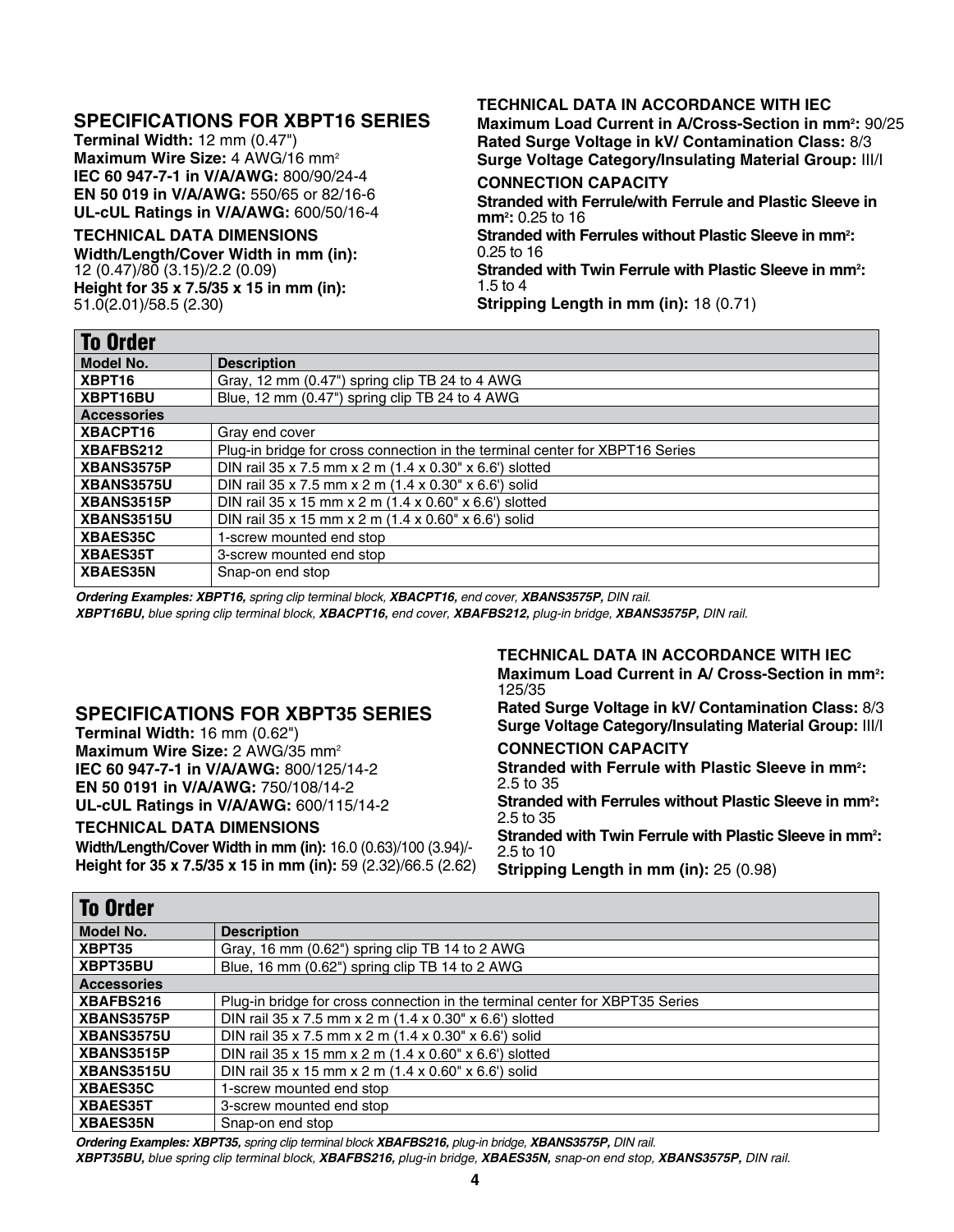## SPECIFICATIONS FOR XBPT16 SERIES

**Terminal Width:** 12 mm (0.47")
**Maximum Wire Size:** 4 AWG/16 $mm^2$
**IEC 60 947-7-1 in V/A/AWG:** 800/90/24-4
**EN 50 019 in V/A/AWG:** 550/65 or 82/16-6
**UL-cUL Ratings in V/A/AWG:** 600/50/16-4

**TECHNICAL DATA DIMENSIONS**

**Width/Length/Cover Width in mm (in):**
12 (0.47)/80 (3.15)/2.2 (0.09)
**Height for 35 x 7.5/35 x 15 in mm (in):**
51.0(2.01)/58.5 (2.30)

**TECHNICAL DATA IN ACCORDANCE WITH IEC**

**Maximum Load Current in A/Cross-Section in $mm^2$:** 90/25
**Rated Surge Voltage in kV/ Contamination Class:** 8/3
**Surge Voltage Category/Insulating Material Group:** III/I

**CONNECTION CAPACITY**

**Stranded with Ferrule/with Ferrule and Plastic Sleeve in $mm^2$:** 0.25 to 16
**Stranded with Ferrules without Plastic Sleeve in $mm^2$:** 0.25 to 16
**Stranded with Twin Ferrule with Plastic Sleeve in $mm^2$:** 1.5 to 4
**Stripping Length in mm (in):** 18 (0.71)

### To Order

| Model No. | Description |
|---|---|
| XBPT16 | Gray, 12 mm (0.47") spring clip TB 24 to 4 AWG |
| XBPT16BU | Blue, 12 mm (0.47") spring clip TB 24 to 4 AWG |
| **Accessories** | |
| XBACPT16 | Gray end cover |
| XBAFBS212 | Plug-in bridge for cross connection in the terminal center for XBPT16 Series |
| XBANS3575P | DIN rail 35 x 7.5 mm x 2 m (1.4 x 0.30" x 6.6') slotted |
| XBANS3575U | DIN rail 35 x 7.5 mm x 2 m (1.4 x 0.30" x 6.6') solid |
| XBANS3515P | DIN rail 35 x 15 mm x 2 m (1.4 x 0.60" x 6.6') slotted |
| XBANS3515U | DIN rail 35 x 15 mm x 2 m (1.4 x 0.60" x 6.6') solid |
| XBAES35C | 1-screw mounted end stop |
| XBAES35T | 3-screw mounted end stop |
| XBAES35N | Snap-on end stop |

***Ordering Examples: XBPT16,*** *spring clip terminal block,* ***XBACPT16,*** *end cover,* ***XBANS3575P,*** *DIN rail.*
***XBPT16BU,*** *blue spring clip terminal block,* ***XBACPT16,*** *end cover,* ***XBAFBS212,*** *plug-in bridge,* ***XBANS3575P,*** *DIN rail.*

## SPECIFICATIONS FOR XBPT35 SERIES

**Terminal Width:** 16 mm (0.62")
**Maximum Wire Size:** 2 AWG/35 $mm^2$
**IEC 60 947-7-1 in V/A/AWG:** 800/125/14-2
**EN 50 0191 in V/A/AWG:** 750/108/14-2
**UL-cUL Ratings in V/A/AWG:** 600/115/14-2

**TECHNICAL DATA DIMENSIONS**

**Width/Length/Cover Width in mm (in):** 16.0 (0.63)/100 (3.94)/-
**Height for 35 x 7.5/35 x 15 in mm (in):** 59 (2.32)/66.5 (2.62)

**TECHNICAL DATA IN ACCORDANCE WITH IEC**

**Maximum Load Current in A/ Cross-Section in $mm^2$:** 125/35
**Rated Surge Voltage in kV/ Contamination Class:** 8/3
**Surge Voltage Category/Insulating Material Group:** III/I

**CONNECTION CAPACITY**

**Stranded with Ferrule with Plastic Sleeve in $mm^2$:** 2.5 to 35
**Stranded with Ferrules without Plastic Sleeve in $mm^2$:** 2.5 to 35
**Stranded with Twin Ferrule with Plastic Sleeve in $mm^2$:** 2.5 to 10
**Stripping Length in mm (in):** 25 (0.98)

### To Order

| Model No. | Description |
|---|---|
| XBPT35 | Gray, 16 mm (0.62") spring clip TB 14 to 2 AWG |
| XBPT35BU | Blue, 16 mm (0.62") spring clip TB 14 to 2 AWG |
| **Accessories** | |
| XBAFBS216 | Plug-in bridge for cross connection in the terminal center for XBPT35 Series |
| XBANS3575P | DIN rail 35 x 7.5 mm x 2 m (1.4 x 0.30" x 6.6') slotted |
| XBANS3575U | DIN rail 35 x 7.5 mm x 2 m (1.4 x 0.30" x 6.6') solid |
| XBANS3515P | DIN rail 35 x 15 mm x 2 m (1.4 x 0.60" x 6.6') slotted |
| XBANS3515U | DIN rail 35 x 15 mm x 2 m (1.4 x 0.60" x 6.6') solid |
| XBAES35C | 1-screw mounted end stop |
| XBAES35T | 3-screw mounted end stop |
| XBAES35N | Snap-on end stop |

***Ordering Examples: XBPT35,*** *spring clip terminal block* ***XBAFBS216,*** *plug-in bridge,* ***XBANS3575P,*** *DIN rail.*
***XBPT35BU,*** *blue spring clip terminal block,* ***XBAFBS216,*** *plug-in bridge,* ***XBAES35N,*** *snap-on end stop,* ***XBANS3575P,*** *DIN rail.*